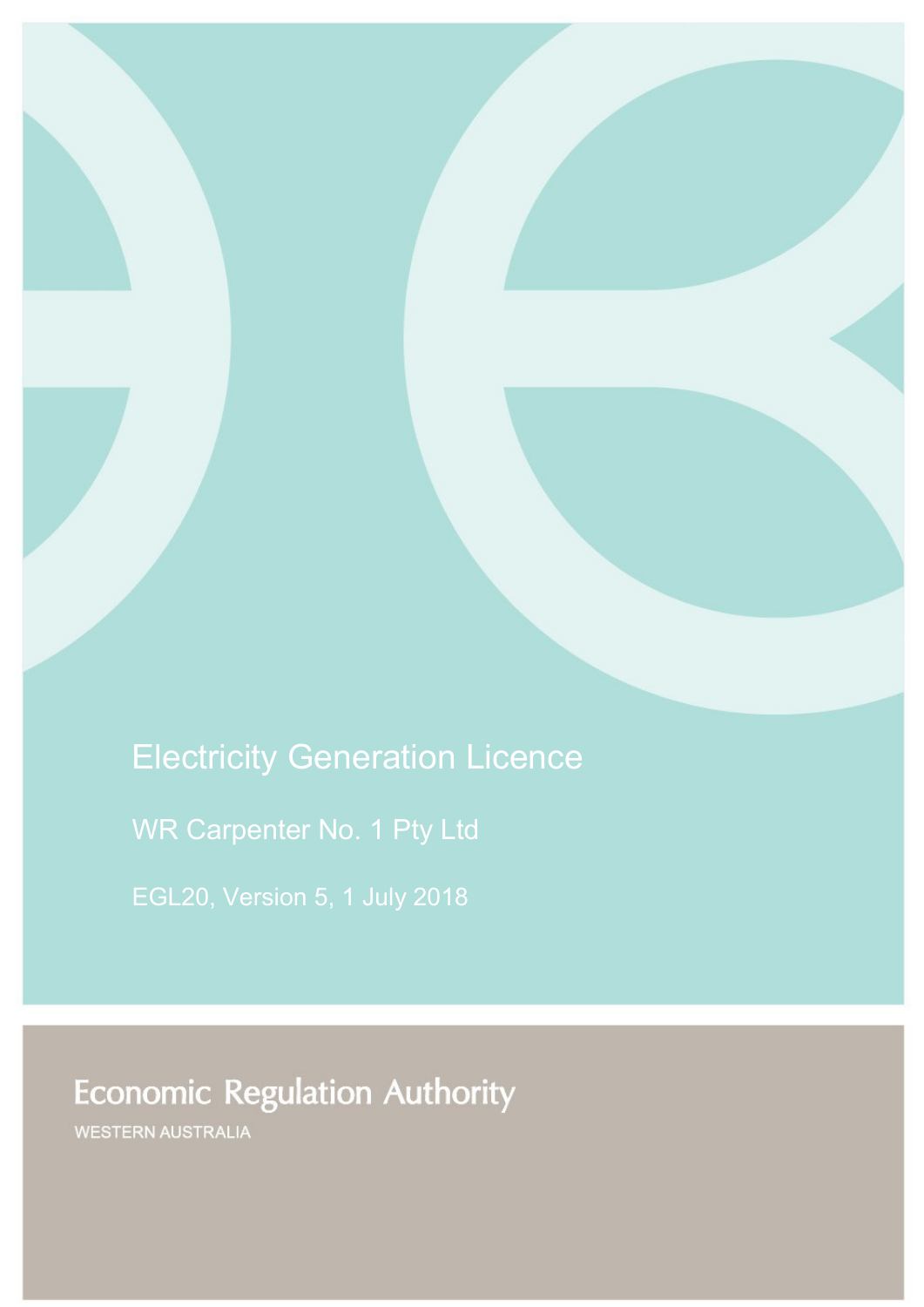# Electricity Generation Licence

WR Carpenter No. 1 Pty Ltd

EGL20, Version 5, 1 July 2018

Economic Regulation Authority

WESTERN AUSTRALIA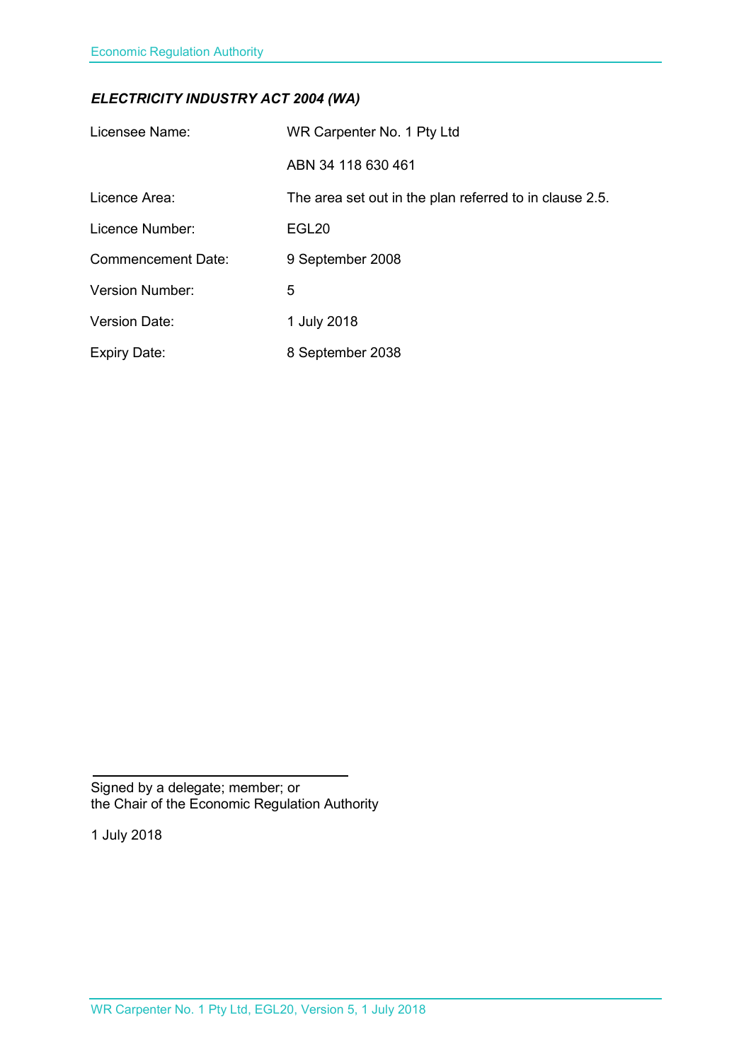***ELECTRICITY INDUSTRY ACT 2004 (WA)***

| | |
|---|---|
| Licensee Name: | WR Carpenter No. 1 Pty Ltd |
| | ABN 34 118 630 461 |
| Licence Area: | The area set out in the plan referred to in clause 2.5. |
| Licence Number: | EGL20 |
| Commencement Date: | 9 September 2008 |
| Version Number: | 5 |
| Version Date: | 1 July 2018 |
| Expiry Date: | 8 September 2038 |

Signed by a delegate; member; or
the Chair of the Economic Regulation Authority

1 July 2018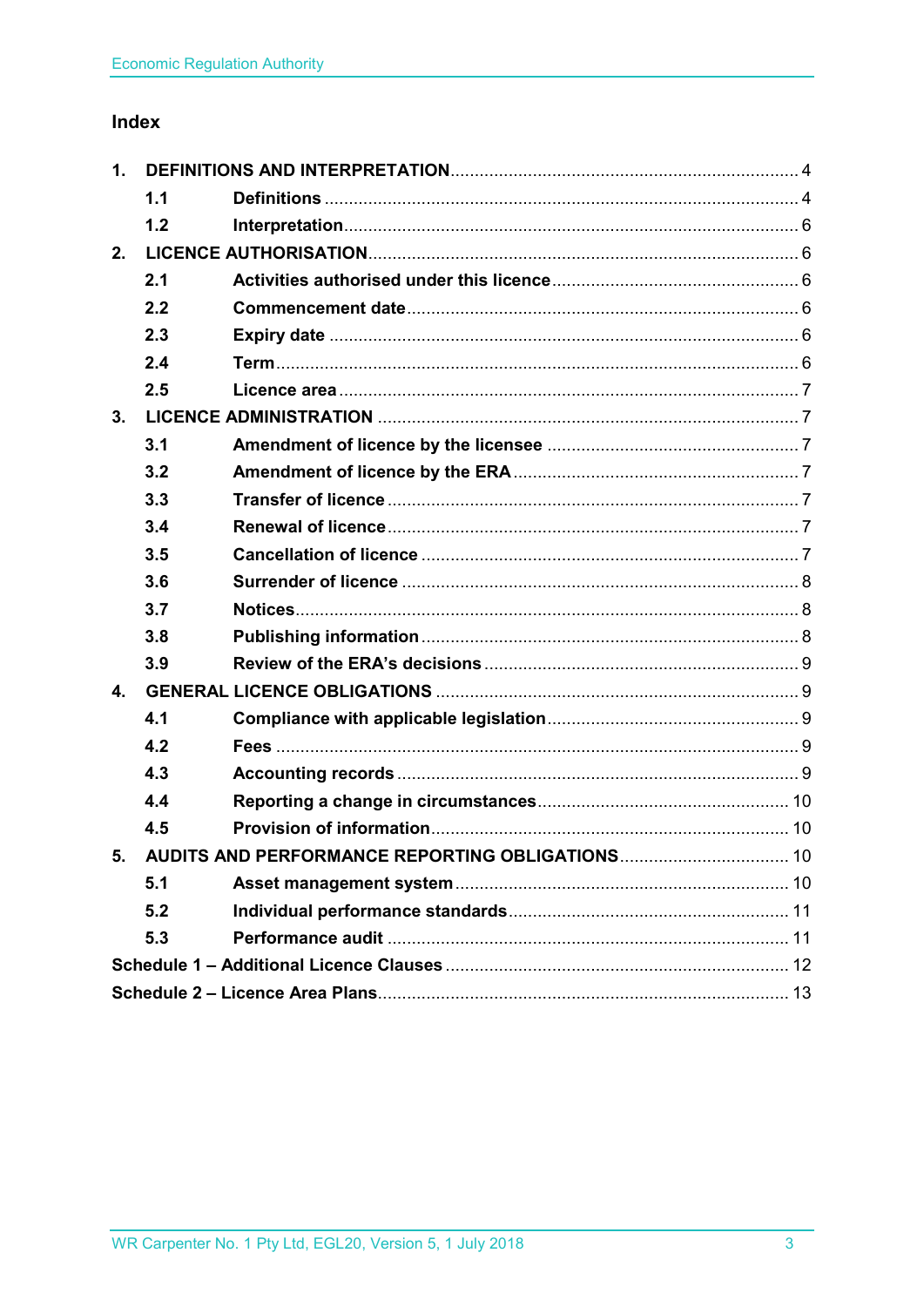## Index

| | | |
|---|---|---|
| **1.** | **DEFINITIONS AND INTERPRETATION** | 4 |
| **1.1** | **Definitions** | 4 |
| **1.2** | **Interpretation** | 6 |
| **2.** | **LICENCE AUTHORISATION** | 6 |
| **2.1** | **Activities authorised under this licence** | 6 |
| **2.2** | **Commencement date** | 6 |
| **2.3** | **Expiry date** | 6 |
| **2.4** | **Term** | 6 |
| **2.5** | **Licence area** | 7 |
| **3.** | **LICENCE ADMINISTRATION** | 7 |
| **3.1** | **Amendment of licence by the licensee** | 7 |
| **3.2** | **Amendment of licence by the ERA** | 7 |
| **3.3** | **Transfer of licence** | 7 |
| **3.4** | **Renewal of licence** | 7 |
| **3.5** | **Cancellation of licence** | 7 |
| **3.6** | **Surrender of licence** | 8 |
| **3.7** | **Notices** | 8 |
| **3.8** | **Publishing information** | 8 |
| **3.9** | **Review of the ERA's decisions** | 9 |
| **4.** | **GENERAL LICENCE OBLIGATIONS** | 9 |
| **4.1** | **Compliance with applicable legislation** | 9 |
| **4.2** | **Fees** | 9 |
| **4.3** | **Accounting records** | 9 |
| **4.4** | **Reporting a change in circumstances** | 10 |
| **4.5** | **Provision of information** | 10 |
| **5.** | **AUDITS AND PERFORMANCE REPORTING OBLIGATIONS** | 10 |
| **5.1** | **Asset management system** | 10 |
| **5.2** | **Individual performance standards** | 11 |
| **5.3** | **Performance audit** | 11 |
| | **Schedule 1 – Additional Licence Clauses** | 12 |
| | **Schedule 2 – Licence Area Plans** | 13 |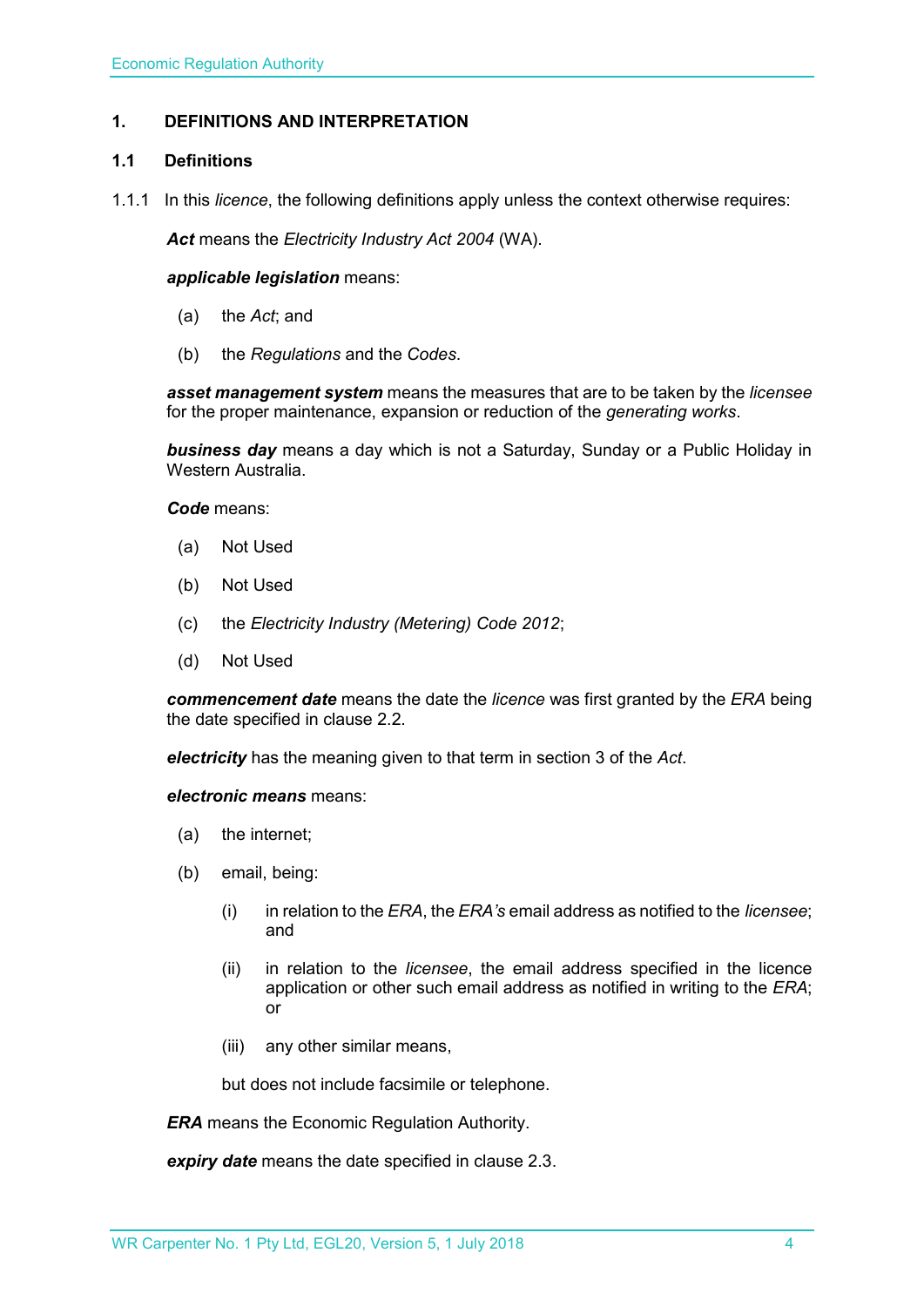# 1. DEFINITIONS AND INTERPRETATION

## 1.1 Definitions

1.1.1 In this *licence*, the following definitions apply unless the context otherwise requires:

***Act*** means the *Electricity Industry Act 2004* (WA).

***applicable legislation*** means:

(a) the *Act*; and

(b) the *Regulations* and the *Codes*.

***asset management system*** means the measures that are to be taken by the *licensee* for the proper maintenance, expansion or reduction of the *generating works*.

***business day*** means a day which is not a Saturday, Sunday or a Public Holiday in Western Australia.

***Code*** means:

(a) Not Used

(b) Not Used

(c) the *Electricity Industry (Metering) Code 2012*;

(d) Not Used

***commencement date*** means the date the *licence* was first granted by the *ERA* being the date specified in clause 2.2.

***electricity*** has the meaning given to that term in section 3 of the *Act*.

***electronic means*** means:

(a) the internet;

(b) email, being:

(i) in relation to the *ERA*, the *ERA's* email address as notified to the *licensee*; and

(ii) in relation to the *licensee*, the email address specified in the licence application or other such email address as notified in writing to the *ERA*; or

(iii) any other similar means,

but does not include facsimile or telephone.

***ERA*** means the Economic Regulation Authority.

***expiry date*** means the date specified in clause 2.3.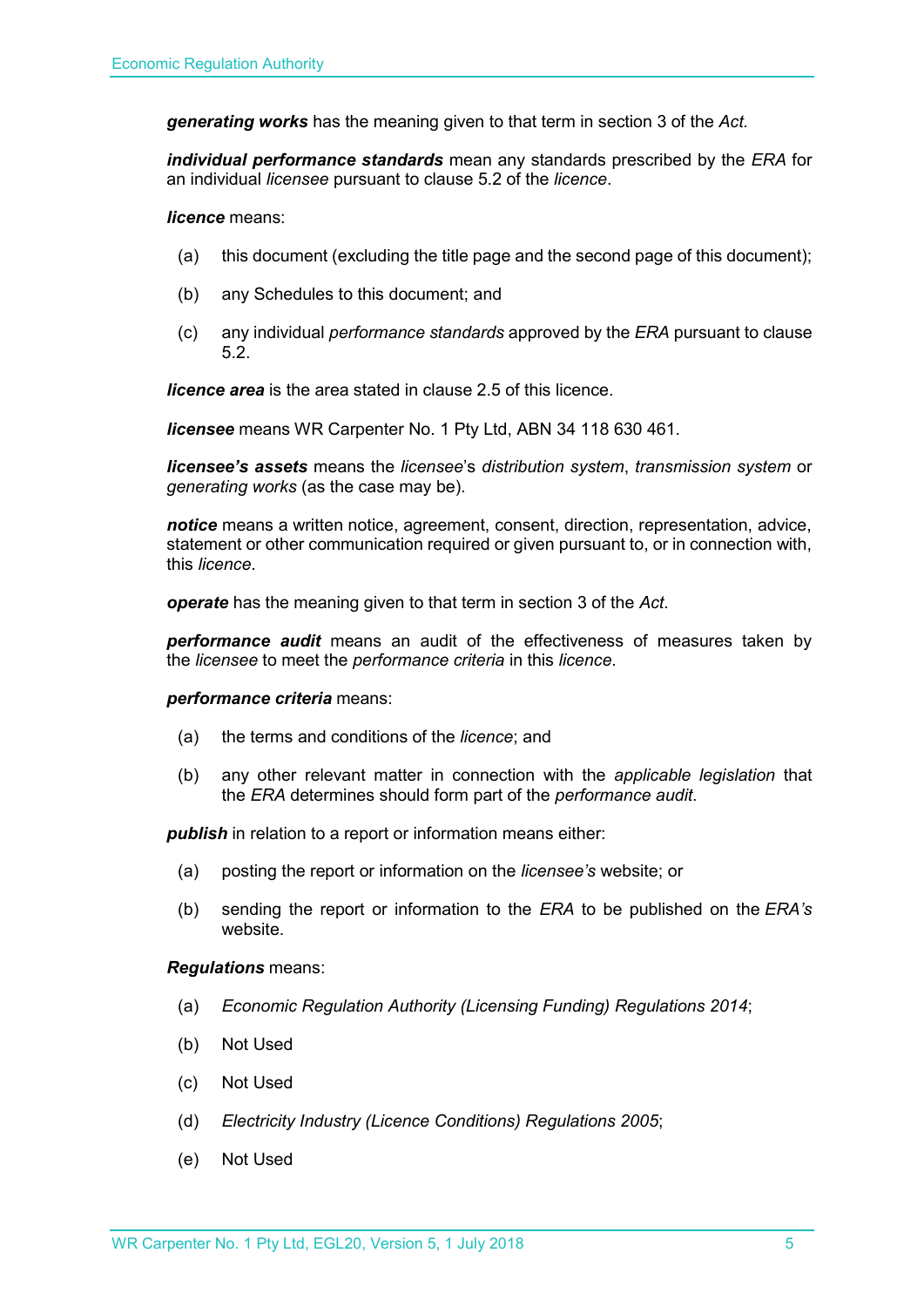***generating works*** has the meaning given to that term in section 3 of the *Act.*

***individual performance standards*** mean any standards prescribed by the *ERA* for an individual *licensee* pursuant to clause 5.2 of the *licence*.

***licence*** means:

(a) this document (excluding the title page and the second page of this document);

(b) any Schedules to this document; and

(c) any individual *performance standards* approved by the *ERA* pursuant to clause 5.2.

***licence area*** is the area stated in clause 2.5 of this licence.

***licensee*** means WR Carpenter No. 1 Pty Ltd, ABN 34 118 630 461.

***licensee's assets*** means the *licensee*'s *distribution system*, *transmission system* or *generating works* (as the case may be).

***notice*** means a written notice, agreement, consent, direction, representation, advice, statement or other communication required or given pursuant to, or in connection with, this *licence*.

***operate*** has the meaning given to that term in section 3 of the *Act*.

***performance audit*** means an audit of the effectiveness of measures taken by the *licensee* to meet the *performance criteria* in this *licence*.

***performance criteria*** means:

(a) the terms and conditions of the *licence*; and

(b) any other relevant matter in connection with the *applicable legislation* that the *ERA* determines should form part of the *performance audit*.

***publish*** in relation to a report or information means either:

(a) posting the report or information on the *licensee's* website; or

(b) sending the report or information to the *ERA* to be published on the *ERA's* website.

***Regulations*** means:

(a) *Economic Regulation Authority (Licensing Funding) Regulations 2014*;

(b) Not Used

(c) Not Used

(d) *Electricity Industry (Licence Conditions) Regulations 2005*;

(e) Not Used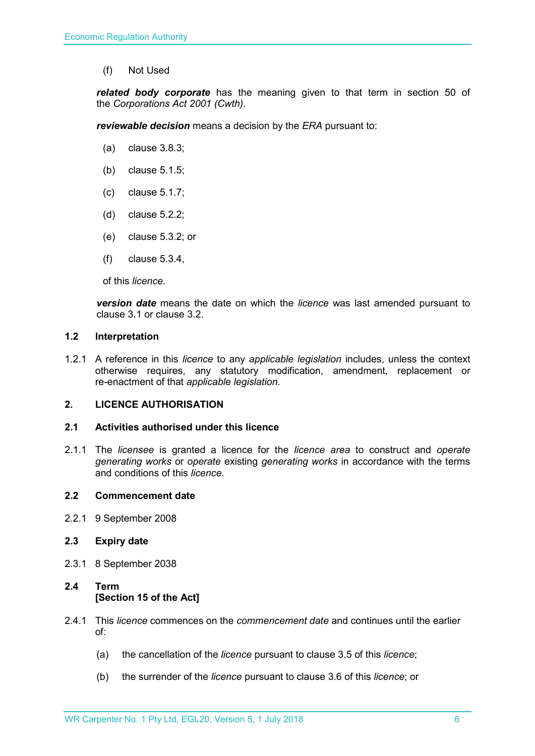(f) Not Used

***related body corporate*** has the meaning given to that term in section 50 of the *Corporations Act 2001 (Cwth)*.

***reviewable decision*** means a decision by the *ERA* pursuant to:

(a) clause 3.8.3;

(b) clause 5.1.5;

(c) clause 5.1.7;

(d) clause 5.2.2;

(e) clause 5.3.2; or

(f) clause 5.3.4,

of this *licence*.

***version date*** means the date on which the *licence* was last amended pursuant to clause 3.1 or clause 3.2.

### 1.2 Interpretation

1.2.1 A reference in this *licence* to any *applicable legislation* includes, unless the context otherwise requires, any statutory modification, amendment, replacement or re-enactment of that *applicable legislation*.

## 2. LICENCE AUTHORISATION

### 2.1 Activities authorised under this licence

2.1.1 The *licensee* is granted a licence for the *licence area* to construct and *operate generating works* or *operate* existing *generating works* in accordance with the terms and conditions of this *licence*.

### 2.2 Commencement date

2.2.1 9 September 2008

### 2.3 Expiry date

2.3.1 8 September 2038

### 2.4 Term [Section 15 of the Act]

2.4.1 This *licence* commences on the *commencement date* and continues until the earlier of:

(a) the cancellation of the *licence* pursuant to clause 3.5 of this *licence*;

(b) the surrender of the *licence* pursuant to clause 3.6 of this *licence*; or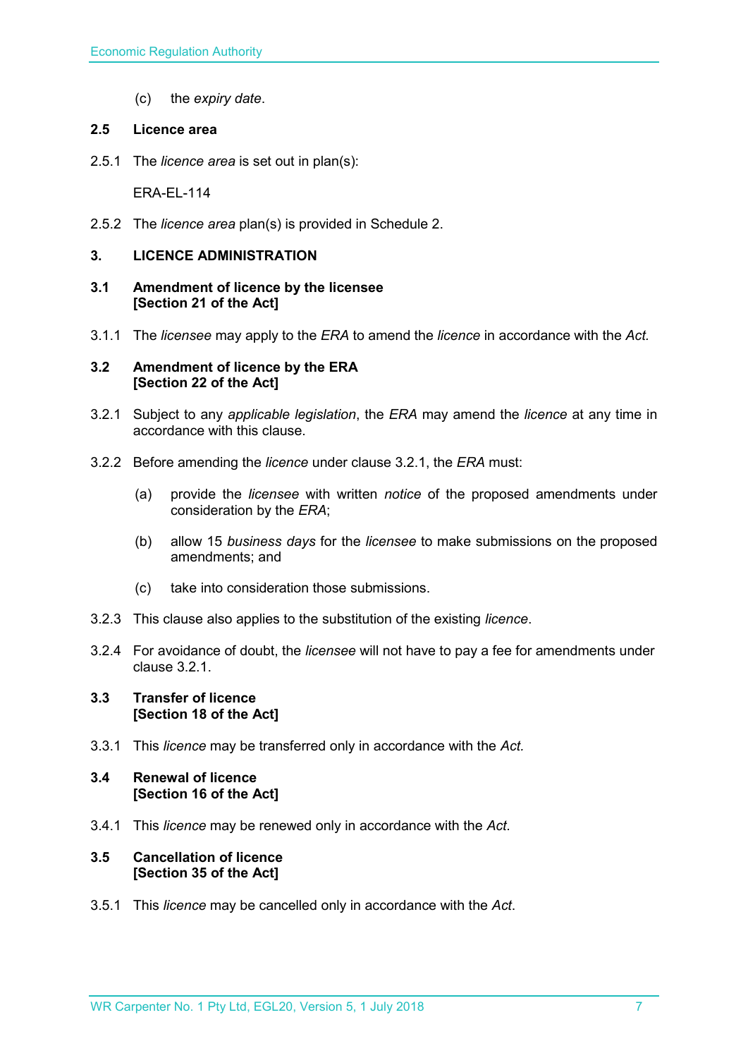(c) the *expiry date*.

### 2.5 Licence area

2.5.1 The *licence area* is set out in plan(s):

ERA-EL-114

2.5.2 The *licence area* plan(s) is provided in Schedule 2.

## 3. LICENCE ADMINISTRATION

### 3.1 Amendment of licence by the licensee [Section 21 of the Act]

3.1.1 The *licensee* may apply to the *ERA* to amend the *licence* in accordance with the *Act.*

### 3.2 Amendment of licence by the ERA [Section 22 of the Act]

3.2.1 Subject to any *applicable legislation*, the *ERA* may amend the *licence* at any time in accordance with this clause.

3.2.2 Before amending the *licence* under clause 3.2.1, the *ERA* must:

(a) provide the *licensee* with written *notice* of the proposed amendments under consideration by the *ERA*;

(b) allow 15 *business days* for the *licensee* to make submissions on the proposed amendments; and

(c) take into consideration those submissions.

3.2.3 This clause also applies to the substitution of the existing *licence*.

3.2.4 For avoidance of doubt, the *licensee* will not have to pay a fee for amendments under clause 3.2.1.

### 3.3 Transfer of licence [Section 18 of the Act]

3.3.1 This *licence* may be transferred only in accordance with the *Act.*

### 3.4 Renewal of licence [Section 16 of the Act]

3.4.1 This *licence* may be renewed only in accordance with the *Act*.

### 3.5 Cancellation of licence [Section 35 of the Act]

3.5.1 This *licence* may be cancelled only in accordance with the *Act*.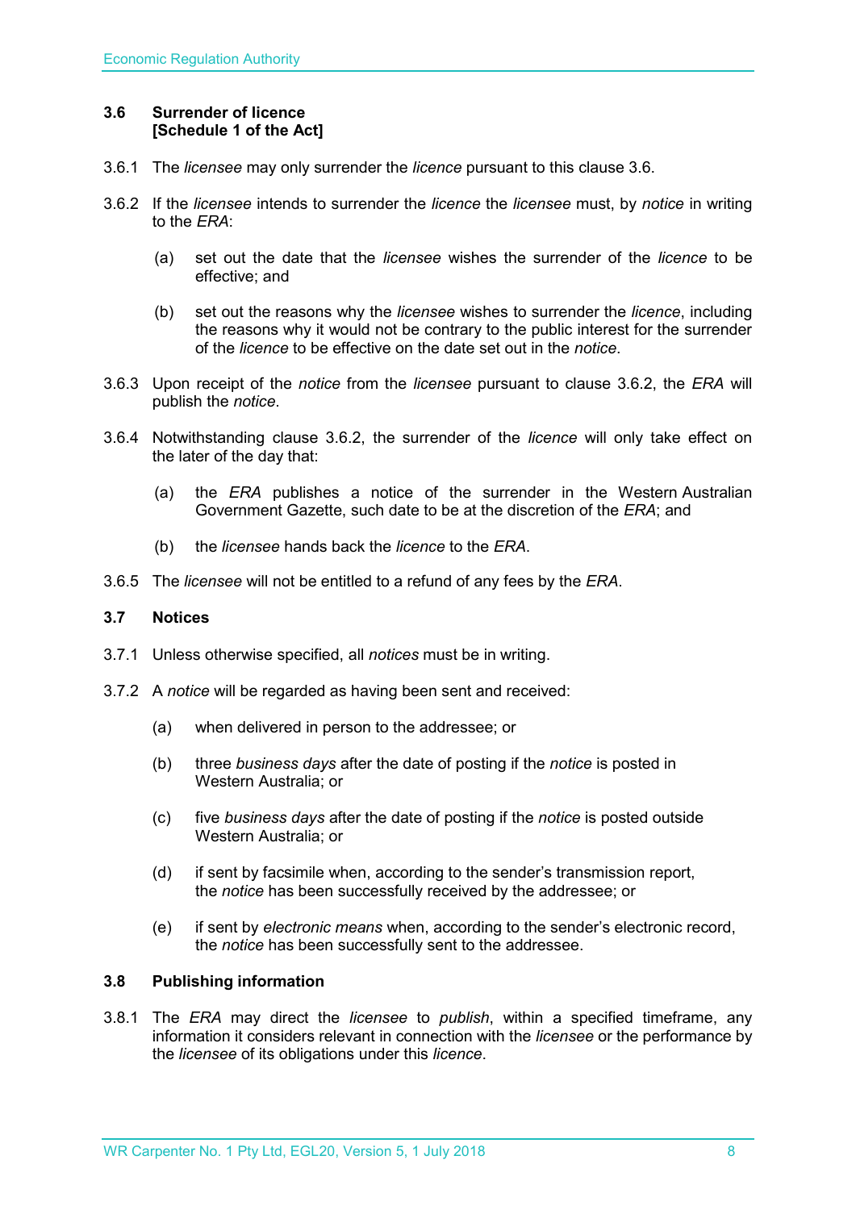### 3.6 Surrender of licence [Schedule 1 of the Act]

3.6.1 The *licensee* may only surrender the *licence* pursuant to this clause 3.6.

3.6.2 If the *licensee* intends to surrender the *licence* the *licensee* must, by *notice* in writing to the *ERA*:

(a) set out the date that the *licensee* wishes the surrender of the *licence* to be effective; and

(b) set out the reasons why the *licensee* wishes to surrender the *licence*, including the reasons why it would not be contrary to the public interest for the surrender of the *licence* to be effective on the date set out in the *notice*.

3.6.3 Upon receipt of the *notice* from the *licensee* pursuant to clause 3.6.2, the *ERA* will publish the *notice*.

3.6.4 Notwithstanding clause 3.6.2, the surrender of the *licence* will only take effect on the later of the day that:

(a) the *ERA* publishes a notice of the surrender in the Western Australian Government Gazette, such date to be at the discretion of the *ERA*; and

(b) the *licensee* hands back the *licence* to the *ERA*.

3.6.5 The *licensee* will not be entitled to a refund of any fees by the *ERA*.

### 3.7 Notices

3.7.1 Unless otherwise specified, all *notices* must be in writing.

3.7.2 A *notice* will be regarded as having been sent and received:

(a) when delivered in person to the addressee; or

(b) three *business days* after the date of posting if the *notice* is posted in Western Australia; or

(c) five *business days* after the date of posting if the *notice* is posted outside Western Australia; or

(d) if sent by facsimile when, according to the sender's transmission report, the *notice* has been successfully received by the addressee; or

(e) if sent by *electronic means* when, according to the sender's electronic record, the *notice* has been successfully sent to the addressee.

### 3.8 Publishing information

3.8.1 The *ERA* may direct the *licensee* to *publish*, within a specified timeframe, any information it considers relevant in connection with the *licensee* or the performance by the *licensee* of its obligations under this *licence*.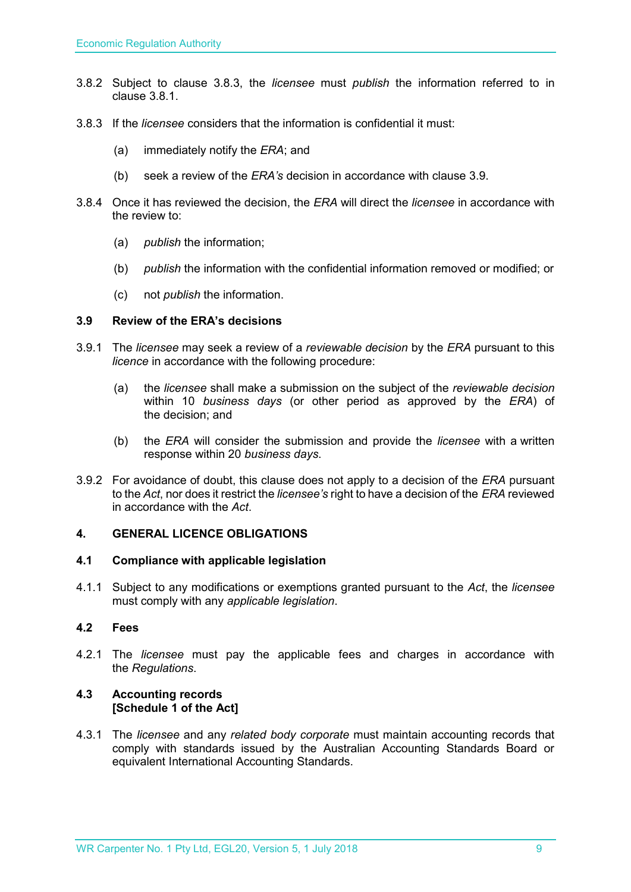3.8.2 Subject to clause 3.8.3, the *licensee* must *publish* the information referred to in clause 3.8.1.

3.8.3 If the *licensee* considers that the information is confidential it must:

(a) immediately notify the *ERA*; and

(b) seek a review of the *ERA's* decision in accordance with clause 3.9.

3.8.4 Once it has reviewed the decision, the *ERA* will direct the *licensee* in accordance with the review to:

(a) *publish* the information;

(b) *publish* the information with the confidential information removed or modified; or

(c) not *publish* the information.

### 3.9 Review of the ERA's decisions

3.9.1 The *licensee* may seek a review of a *reviewable decision* by the *ERA* pursuant to this *licence* in accordance with the following procedure:

(a) the *licensee* shall make a submission on the subject of the *reviewable decision* within 10 *business days* (or other period as approved by the *ERA*) of the decision; and

(b) the *ERA* will consider the submission and provide the *licensee* with a written response within 20 *business days*.

3.9.2 For avoidance of doubt, this clause does not apply to a decision of the *ERA* pursuant to the *Act*, nor does it restrict the *licensee's* right to have a decision of the *ERA* reviewed in accordance with the *Act*.

## 4. GENERAL LICENCE OBLIGATIONS

### 4.1 Compliance with applicable legislation

4.1.1 Subject to any modifications or exemptions granted pursuant to the *Act*, the *licensee* must comply with any *applicable legislation*.

### 4.2 Fees

4.2.1 The *licensee* must pay the applicable fees and charges in accordance with the *Regulations*.

### 4.3 Accounting records [Schedule 1 of the Act]

4.3.1 The *licensee* and any *related body corporate* must maintain accounting records that comply with standards issued by the Australian Accounting Standards Board or equivalent International Accounting Standards.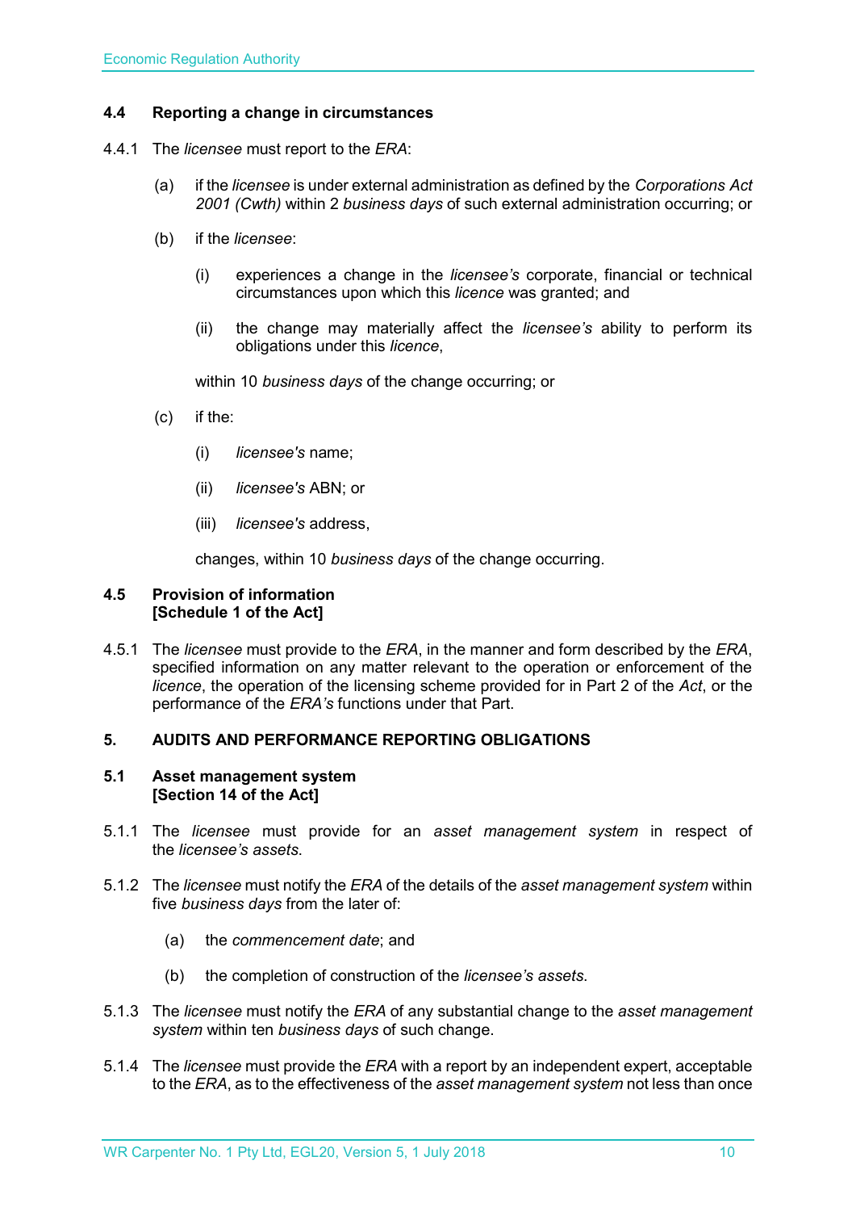### 4.4 Reporting a change in circumstances

4.4.1 The *licensee* must report to the *ERA*:

(a) if the *licensee* is under external administration as defined by the *Corporations Act 2001 (Cwth)* within 2 *business days* of such external administration occurring; or

(b) if the *licensee*:

(i) experiences a change in the *licensee's* corporate, financial or technical circumstances upon which this *licence* was granted; and

(ii) the change may materially affect the *licensee's* ability to perform its obligations under this *licence*,

within 10 *business days* of the change occurring; or

(c) if the:

(i) *licensee's* name;

(ii) *licensee's* ABN; or

(iii) *licensee's* address,

changes, within 10 *business days* of the change occurring.

### 4.5 Provision of information [Schedule 1 of the Act]

4.5.1 The *licensee* must provide to the *ERA*, in the manner and form described by the *ERA*, specified information on any matter relevant to the operation or enforcement of the *licence*, the operation of the licensing scheme provided for in Part 2 of the *Act*, or the performance of the *ERA's* functions under that Part.

## 5. AUDITS AND PERFORMANCE REPORTING OBLIGATIONS

### 5.1 Asset management system [Section 14 of the Act]

5.1.1 The *licensee* must provide for an *asset management system* in respect of the *licensee's assets*.

5.1.2 The *licensee* must notify the *ERA* of the details of the *asset management system* within five *business days* from the later of:

(a) the *commencement date*; and

(b) the completion of construction of the *licensee's assets*.

5.1.3 The *licensee* must notify the *ERA* of any substantial change to the *asset management system* within ten *business days* of such change.

5.1.4 The *licensee* must provide the *ERA* with a report by an independent expert, acceptable to the *ERA*, as to the effectiveness of the *asset management system* not less than once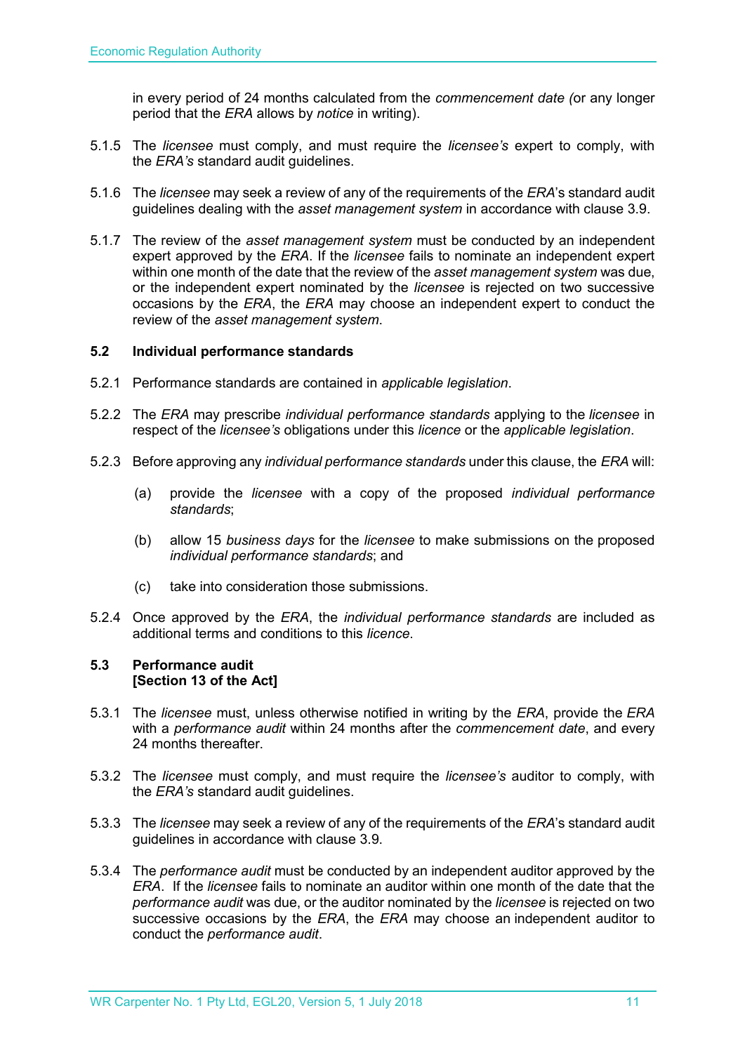in every period of 24 months calculated from the *commencement date (*or any longer period that the *ERA* allows by *notice* in writing).

5.1.5 The *licensee* must comply, and must require the *licensee's* expert to comply, with the *ERA's* standard audit guidelines.

5.1.6 The *licensee* may seek a review of any of the requirements of the *ERA*'s standard audit guidelines dealing with the *asset management system* in accordance with clause 3.9.

5.1.7 The review of the *asset management system* must be conducted by an independent expert approved by the *ERA*. If the *licensee* fails to nominate an independent expert within one month of the date that the review of the *asset management system* was due, or the independent expert nominated by the *licensee* is rejected on two successive occasions by the *ERA*, the *ERA* may choose an independent expert to conduct the review of the *asset management system*.

### 5.2 Individual performance standards

5.2.1 Performance standards are contained in *applicable legislation*.

5.2.2 The *ERA* may prescribe *individual performance standards* applying to the *licensee* in respect of the *licensee's* obligations under this *licence* or the *applicable legislation*.

5.2.3 Before approving any *individual performance standards* under this clause, the *ERA* will:

(a) provide the *licensee* with a copy of the proposed *individual performance standards*;

(b) allow 15 *business days* for the *licensee* to make submissions on the proposed *individual performance standards*; and

(c) take into consideration those submissions.

5.2.4 Once approved by the *ERA*, the *individual performance standards* are included as additional terms and conditions to this *licence*.

### 5.3 Performance audit [Section 13 of the Act]

5.3.1 The *licensee* must, unless otherwise notified in writing by the *ERA*, provide the *ERA* with a *performance audit* within 24 months after the *commencement date*, and every 24 months thereafter.

5.3.2 The *licensee* must comply, and must require the *licensee's* auditor to comply, with the *ERA's* standard audit guidelines.

5.3.3 The *licensee* may seek a review of any of the requirements of the *ERA*'s standard audit guidelines in accordance with clause 3.9.

5.3.4 The *performance audit* must be conducted by an independent auditor approved by the *ERA*. If the *licensee* fails to nominate an auditor within one month of the date that the *performance audit* was due, or the auditor nominated by the *licensee* is rejected on two successive occasions by the *ERA*, the *ERA* may choose an independent auditor to conduct the *performance audit*.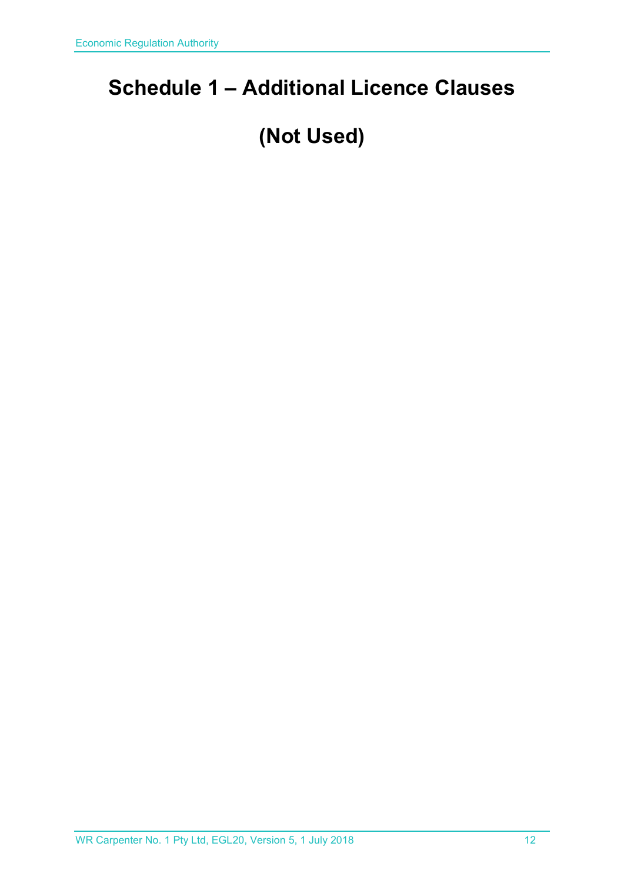# Schedule 1 – Additional Licence Clauses

# (Not Used)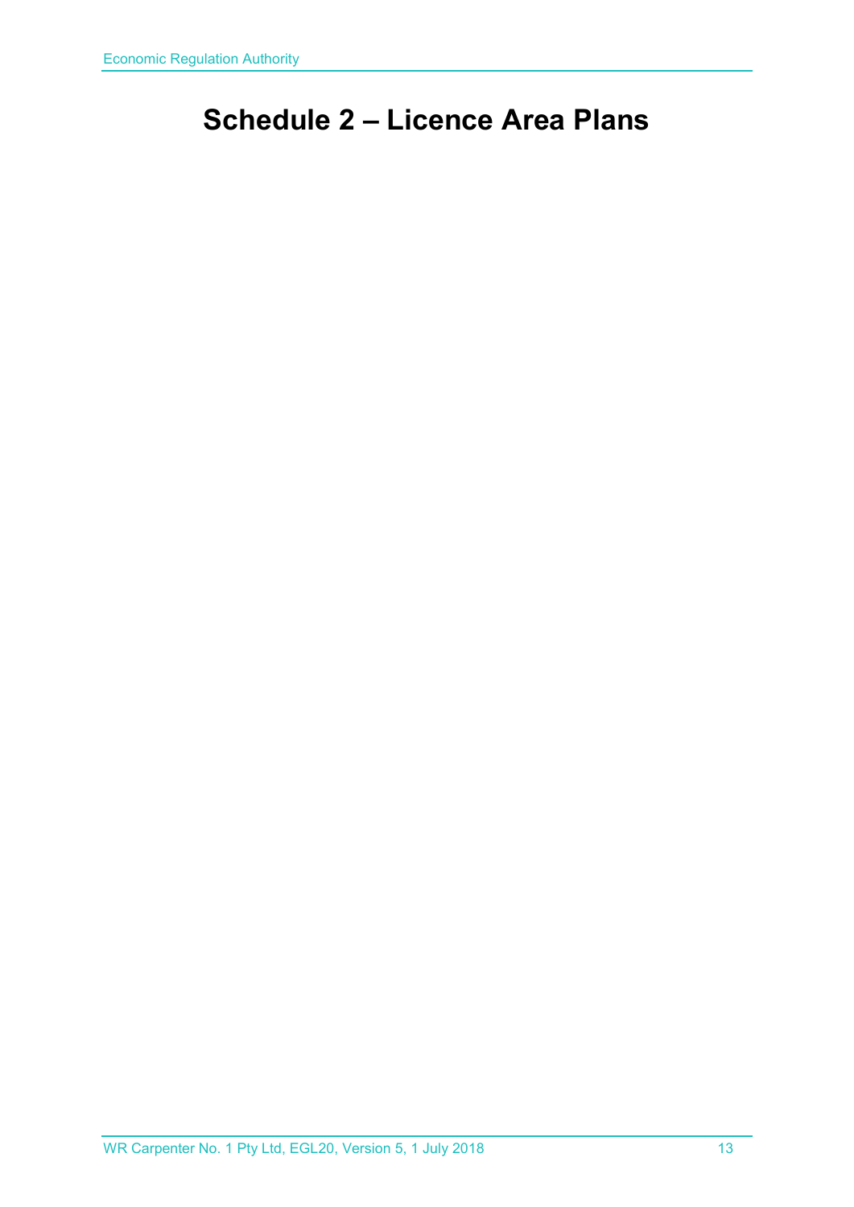# Schedule 2 – Licence Area Plans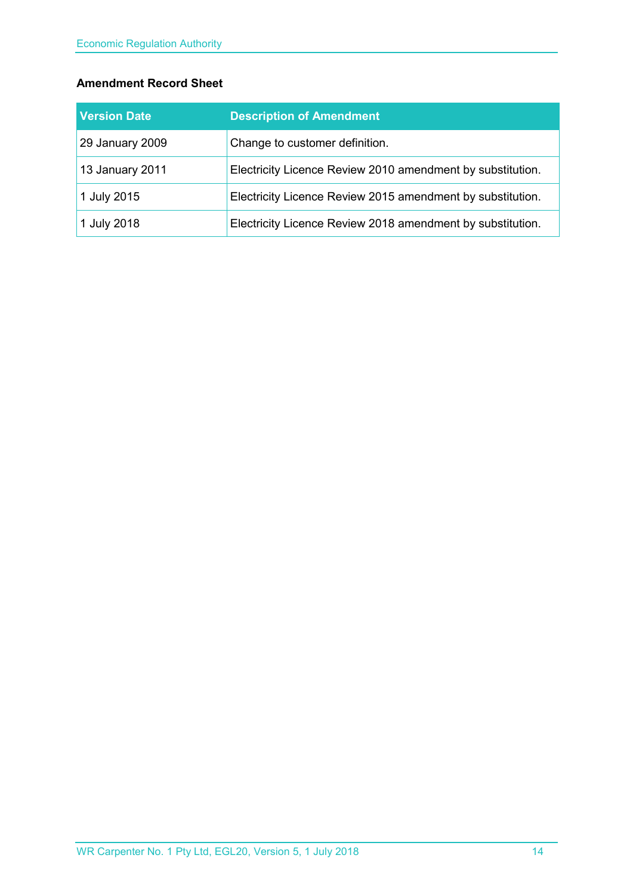**Amendment Record Sheet**

| Version Date | Description of Amendment |
|---|---|
| 29 January 2009 | Change to customer definition. |
| 13 January 2011 | Electricity Licence Review 2010 amendment by substitution. |
| 1 July 2015 | Electricity Licence Review 2015 amendment by substitution. |
| 1 July 2018 | Electricity Licence Review 2018 amendment by substitution. |